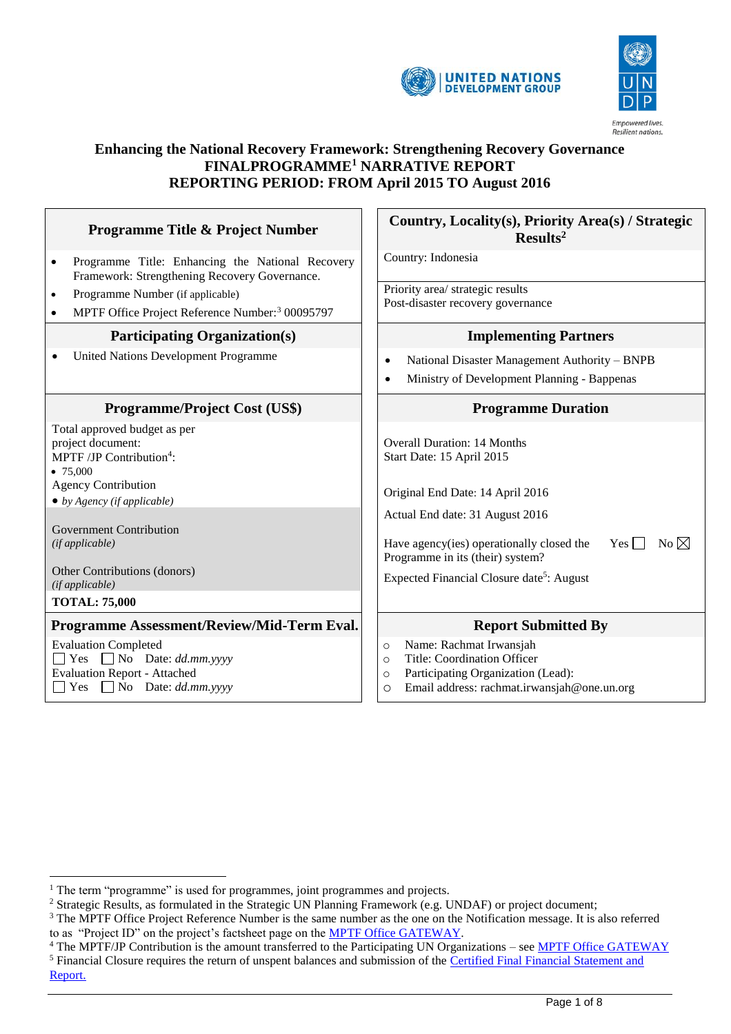# Enhancing the National Recovery Framework: Strengthening Recovery Governance
## FINALPROGRAMME[1] NARRATIVE REPORT
## REPORTING PERIOD: FROM April 2015 TO August 2016

| **Programme Title & Project Number** | **Country, Locality(s), Priority Area(s) / Strategic Results[2]** |
|---|---|
| • Programme Title: Enhancing the National Recovery Framework: Strengthening Recovery Governance.<br>• Programme Number (if applicable)<br>• MPTF Office Project Reference Number:[3] 00095797 | Country: Indonesia<br><br>Priority area/ strategic results<br>Post-disaster recovery governance |
| **Participating Organization(s)** | **Implementing Partners** |
| • United Nations Development Programme | • National Disaster Management Authority – BNPB<br>• Ministry of Development Planning - Bappenas |
| **Programme/Project Cost (US$)** | **Programme Duration** |
| Total approved budget as per project document:<br>MPTF /JP Contribution[4]:<br>• 75,000<br>Agency Contribution<br>• *by Agency (if applicable)*<br><br>Government Contribution<br>*(if applicable)*<br><br>Other Contributions (donors)<br>*(if applicable)*<br>**TOTAL: 75,000** | Overall Duration: 14 Months<br>Start Date: 15 April 2015<br><br>Original End Date: 14 April 2016<br><br>Actual End date: 31 August 2016<br><br>Have agency(ies) operationally closed the Programme in its (their) system? Yes ☐ No ☒<br><br>Expected Financial Closure date[5]: August |
| **Programme Assessment/Review/Mid-Term Eval.** | **Report Submitted By** |
| Evaluation Completed<br>☐ Yes ☐ No Date: *dd.mm.yyyy*<br>Evaluation Report - Attached<br>☐ Yes ☐ No Date: *dd.mm.yyyy* | ○ Name: Rachmat Irwansjah<br>○ Title: Coordination Officer<br>○ Participating Organization (Lead):<br>○ Email address: rachmat.irwansjah@one.un.org |

---

[1] The term "programme" is used for programmes, joint programmes and projects.
[2] Strategic Results, as formulated in the Strategic UN Planning Framework (e.g. UNDAF) or project document;
[3] The MPTF Office Project Reference Number is the same number as the one on the Notification message. It is also referred to as "Project ID" on the project's factsheet page on the MPTF Office GATEWAY.
[4] The MPTF/JP Contribution is the amount transferred to the Participating UN Organizations – see MPTF Office GATEWAY
[5] Financial Closure requires the return of unspent balances and submission of the Certified Final Financial Statement and Report.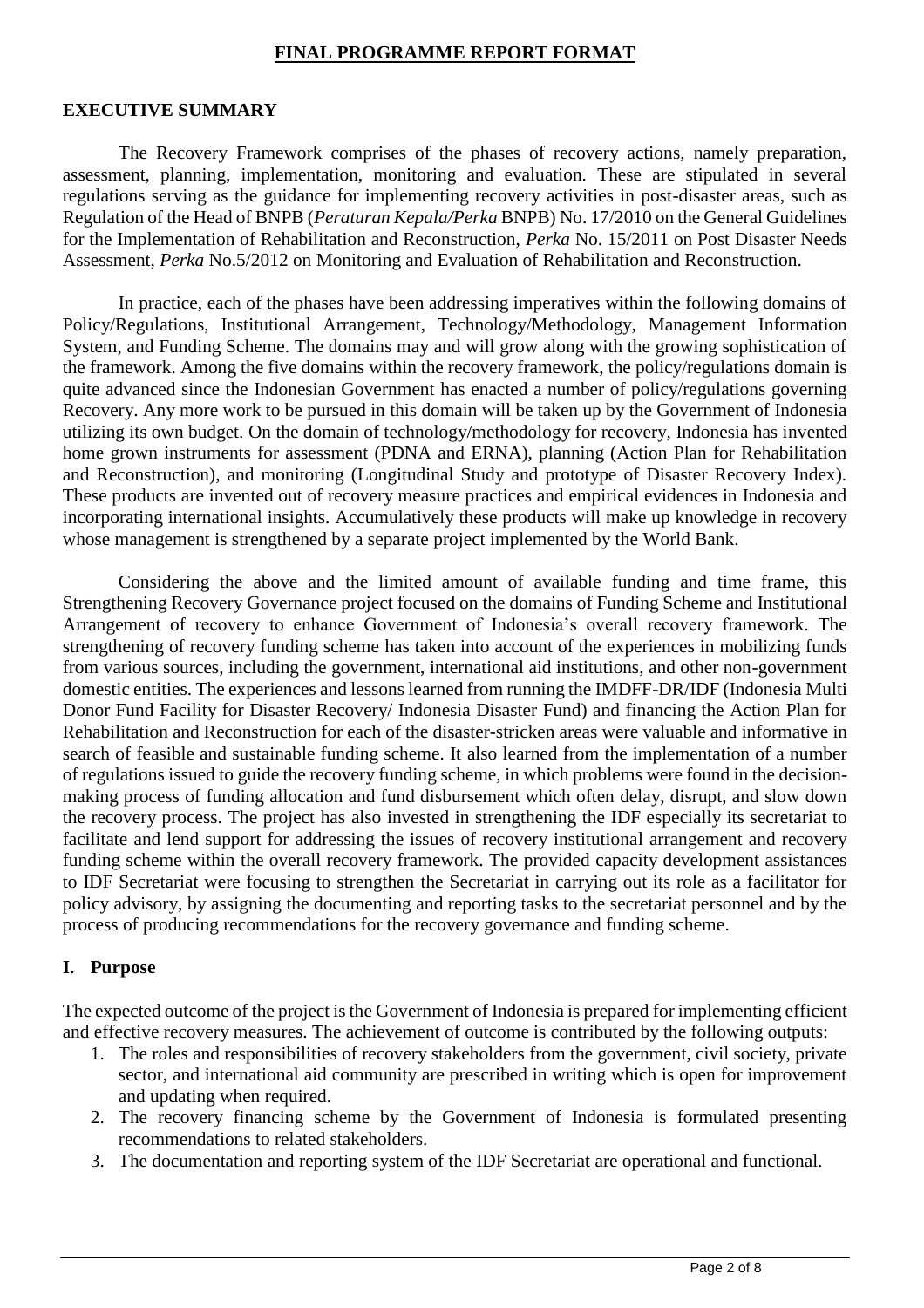# FINAL PROGRAMME REPORT FORMAT

## EXECUTIVE SUMMARY

The Recovery Framework comprises of the phases of recovery actions, namely preparation, assessment, planning, implementation, monitoring and evaluation. These are stipulated in several regulations serving as the guidance for implementing recovery activities in post-disaster areas, such as Regulation of the Head of BNPB (*Peraturan Kepala/Perka* BNPB) No. 17/2010 on the General Guidelines for the Implementation of Rehabilitation and Reconstruction, *Perka* No. 15/2011 on Post Disaster Needs Assessment, *Perka* No.5/2012 on Monitoring and Evaluation of Rehabilitation and Reconstruction.

In practice, each of the phases have been addressing imperatives within the following domains of Policy/Regulations, Institutional Arrangement, Technology/Methodology, Management Information System, and Funding Scheme. The domains may and will grow along with the growing sophistication of the framework. Among the five domains within the recovery framework, the policy/regulations domain is quite advanced since the Indonesian Government has enacted a number of policy/regulations governing Recovery. Any more work to be pursued in this domain will be taken up by the Government of Indonesia utilizing its own budget. On the domain of technology/methodology for recovery, Indonesia has invented home grown instruments for assessment (PDNA and ERNA), planning (Action Plan for Rehabilitation and Reconstruction), and monitoring (Longitudinal Study and prototype of Disaster Recovery Index). These products are invented out of recovery measure practices and empirical evidences in Indonesia and incorporating international insights. Accumulatively these products will make up knowledge in recovery whose management is strengthened by a separate project implemented by the World Bank.

Considering the above and the limited amount of available funding and time frame, this Strengthening Recovery Governance project focused on the domains of Funding Scheme and Institutional Arrangement of recovery to enhance Government of Indonesia's overall recovery framework. The strengthening of recovery funding scheme has taken into account of the experiences in mobilizing funds from various sources, including the government, international aid institutions, and other non-government domestic entities. The experiences and lessons learned from running the IMDFF-DR/IDF (Indonesia Multi Donor Fund Facility for Disaster Recovery/ Indonesia Disaster Fund) and financing the Action Plan for Rehabilitation and Reconstruction for each of the disaster-stricken areas were valuable and informative in search of feasible and sustainable funding scheme. It also learned from the implementation of a number of regulations issued to guide the recovery funding scheme, in which problems were found in the decision-making process of funding allocation and fund disbursement which often delay, disrupt, and slow down the recovery process. The project has also invested in strengthening the IDF especially its secretariat to facilitate and lend support for addressing the issues of recovery institutional arrangement and recovery funding scheme within the overall recovery framework. The provided capacity development assistances to IDF Secretariat were focusing to strengthen the Secretariat in carrying out its role as a facilitator for policy advisory, by assigning the documenting and reporting tasks to the secretariat personnel and by the process of producing recommendations for the recovery governance and funding scheme.

## I. Purpose

The expected outcome of the project is the Government of Indonesia is prepared for implementing efficient and effective recovery measures. The achievement of outcome is contributed by the following outputs:

1. The roles and responsibilities of recovery stakeholders from the government, civil society, private sector, and international aid community are prescribed in writing which is open for improvement and updating when required.
2. The recovery financing scheme by the Government of Indonesia is formulated presenting recommendations to related stakeholders.
3. The documentation and reporting system of the IDF Secretariat are operational and functional.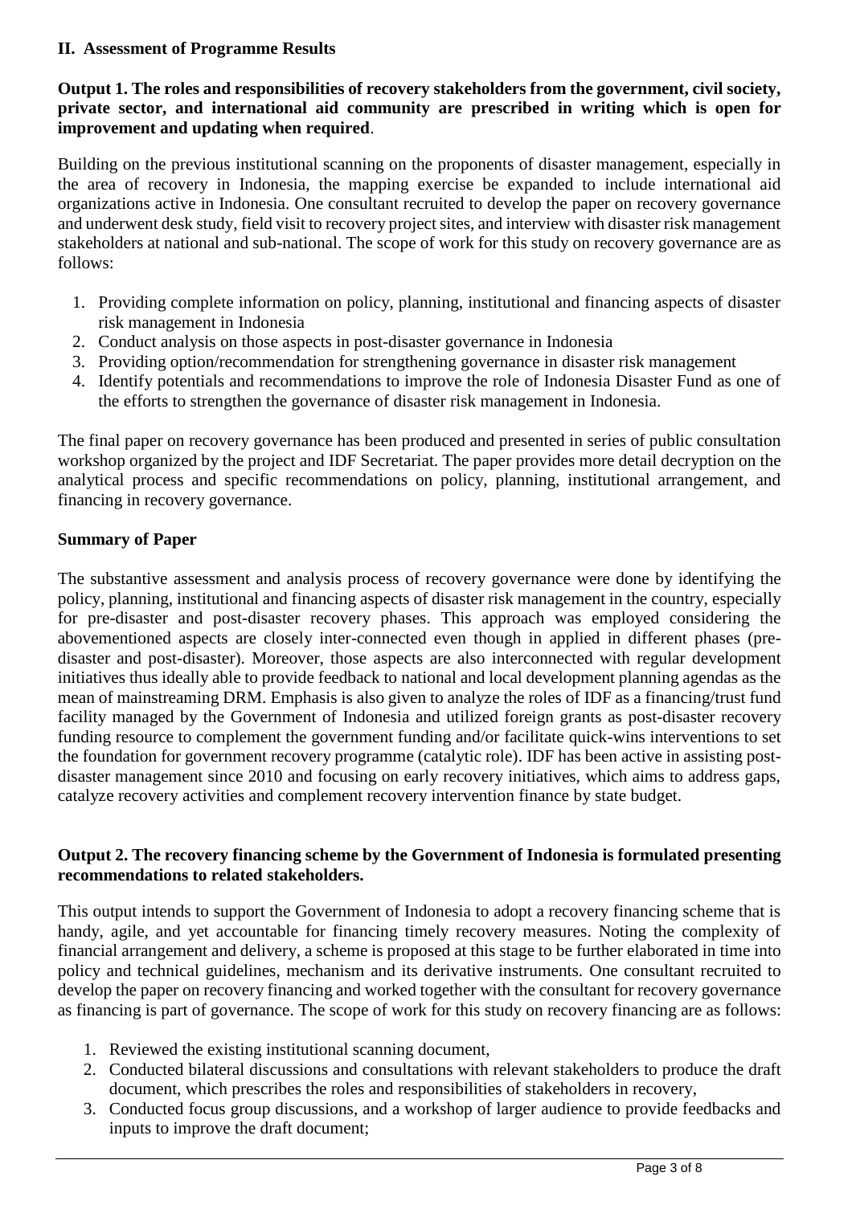## II. Assessment of Programme Results

**Output 1. The roles and responsibilities of recovery stakeholders from the government, civil society, private sector, and international aid community are prescribed in writing which is open for improvement and updating when required**.

Building on the previous institutional scanning on the proponents of disaster management, especially in the area of recovery in Indonesia, the mapping exercise be expanded to include international aid organizations active in Indonesia. One consultant recruited to develop the paper on recovery governance and underwent desk study, field visit to recovery project sites, and interview with disaster risk management stakeholders at national and sub-national. The scope of work for this study on recovery governance are as follows:

1. Providing complete information on policy, planning, institutional and financing aspects of disaster risk management in Indonesia
2. Conduct analysis on those aspects in post-disaster governance in Indonesia
3. Providing option/recommendation for strengthening governance in disaster risk management
4. Identify potentials and recommendations to improve the role of Indonesia Disaster Fund as one of the efforts to strengthen the governance of disaster risk management in Indonesia.

The final paper on recovery governance has been produced and presented in series of public consultation workshop organized by the project and IDF Secretariat. The paper provides more detail decryption on the analytical process and specific recommendations on policy, planning, institutional arrangement, and financing in recovery governance.

**Summary of Paper**

The substantive assessment and analysis process of recovery governance were done by identifying the policy, planning, institutional and financing aspects of disaster risk management in the country, especially for pre-disaster and post-disaster recovery phases. This approach was employed considering the abovementioned aspects are closely inter-connected even though in applied in different phases (pre-disaster and post-disaster). Moreover, those aspects are also interconnected with regular development initiatives thus ideally able to provide feedback to national and local development planning agendas as the mean of mainstreaming DRM. Emphasis is also given to analyze the roles of IDF as a financing/trust fund facility managed by the Government of Indonesia and utilized foreign grants as post-disaster recovery funding resource to complement the government funding and/or facilitate quick-wins interventions to set the foundation for government recovery programme (catalytic role). IDF has been active in assisting post-disaster management since 2010 and focusing on early recovery initiatives, which aims to address gaps, catalyze recovery activities and complement recovery intervention finance by state budget.

**Output 2. The recovery financing scheme by the Government of Indonesia is formulated presenting recommendations to related stakeholders.**

This output intends to support the Government of Indonesia to adopt a recovery financing scheme that is handy, agile, and yet accountable for financing timely recovery measures. Noting the complexity of financial arrangement and delivery, a scheme is proposed at this stage to be further elaborated in time into policy and technical guidelines, mechanism and its derivative instruments. One consultant recruited to develop the paper on recovery financing and worked together with the consultant for recovery governance as financing is part of governance. The scope of work for this study on recovery financing are as follows:

1. Reviewed the existing institutional scanning document,
2. Conducted bilateral discussions and consultations with relevant stakeholders to produce the draft document, which prescribes the roles and responsibilities of stakeholders in recovery,
3. Conducted focus group discussions, and a workshop of larger audience to provide feedbacks and inputs to improve the draft document;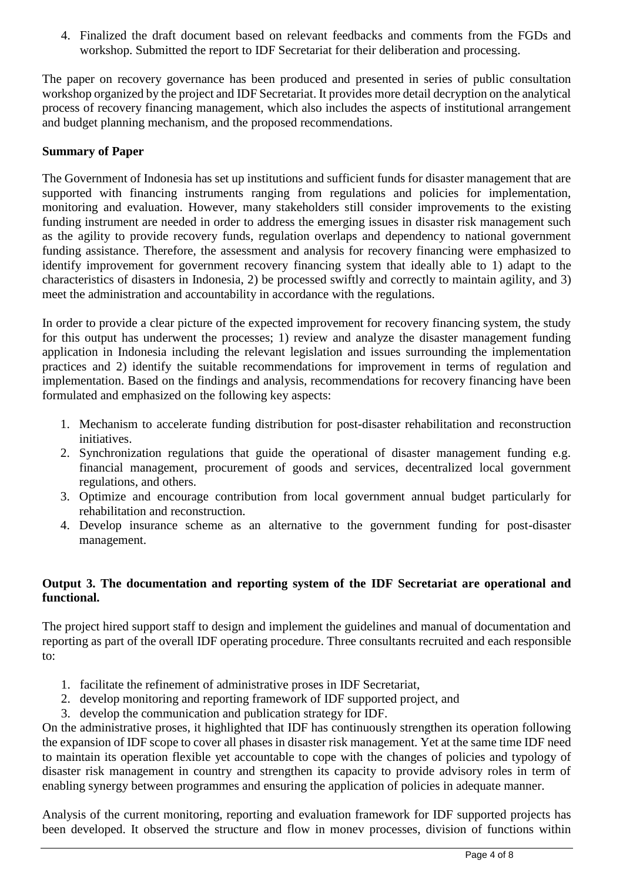4. Finalized the draft document based on relevant feedbacks and comments from the FGDs and workshop. Submitted the report to IDF Secretariat for their deliberation and processing.

The paper on recovery governance has been produced and presented in series of public consultation workshop organized by the project and IDF Secretariat. It provides more detail decryption on the analytical process of recovery financing management, which also includes the aspects of institutional arrangement and budget planning mechanism, and the proposed recommendations.

**Summary of Paper**

The Government of Indonesia has set up institutions and sufficient funds for disaster management that are supported with financing instruments ranging from regulations and policies for implementation, monitoring and evaluation. However, many stakeholders still consider improvements to the existing funding instrument are needed in order to address the emerging issues in disaster risk management such as the agility to provide recovery funds, regulation overlaps and dependency to national government funding assistance. Therefore, the assessment and analysis for recovery financing were emphasized to identify improvement for government recovery financing system that ideally able to 1) adapt to the characteristics of disasters in Indonesia, 2) be processed swiftly and correctly to maintain agility, and 3) meet the administration and accountability in accordance with the regulations.

In order to provide a clear picture of the expected improvement for recovery financing system, the study for this output has underwent the processes; 1) review and analyze the disaster management funding application in Indonesia including the relevant legislation and issues surrounding the implementation practices and 2) identify the suitable recommendations for improvement in terms of regulation and implementation. Based on the findings and analysis, recommendations for recovery financing have been formulated and emphasized on the following key aspects:

1. Mechanism to accelerate funding distribution for post-disaster rehabilitation and reconstruction initiatives.
2. Synchronization regulations that guide the operational of disaster management funding e.g. financial management, procurement of goods and services, decentralized local government regulations, and others.
3. Optimize and encourage contribution from local government annual budget particularly for rehabilitation and reconstruction.
4. Develop insurance scheme as an alternative to the government funding for post-disaster management.

**Output 3. The documentation and reporting system of the IDF Secretariat are operational and functional.**

The project hired support staff to design and implement the guidelines and manual of documentation and reporting as part of the overall IDF operating procedure. Three consultants recruited and each responsible to:

1. facilitate the refinement of administrative proses in IDF Secretariat,
2. develop monitoring and reporting framework of IDF supported project, and
3. develop the communication and publication strategy for IDF.

On the administrative proses, it highlighted that IDF has continuously strengthen its operation following the expansion of IDF scope to cover all phases in disaster risk management. Yet at the same time IDF need to maintain its operation flexible yet accountable to cope with the changes of policies and typology of disaster risk management in country and strengthen its capacity to provide advisory roles in term of enabling synergy between programmes and ensuring the application of policies in adequate manner.

Analysis of the current monitoring, reporting and evaluation framework for IDF supported projects has been developed. It observed the structure and flow in monev processes, division of functions within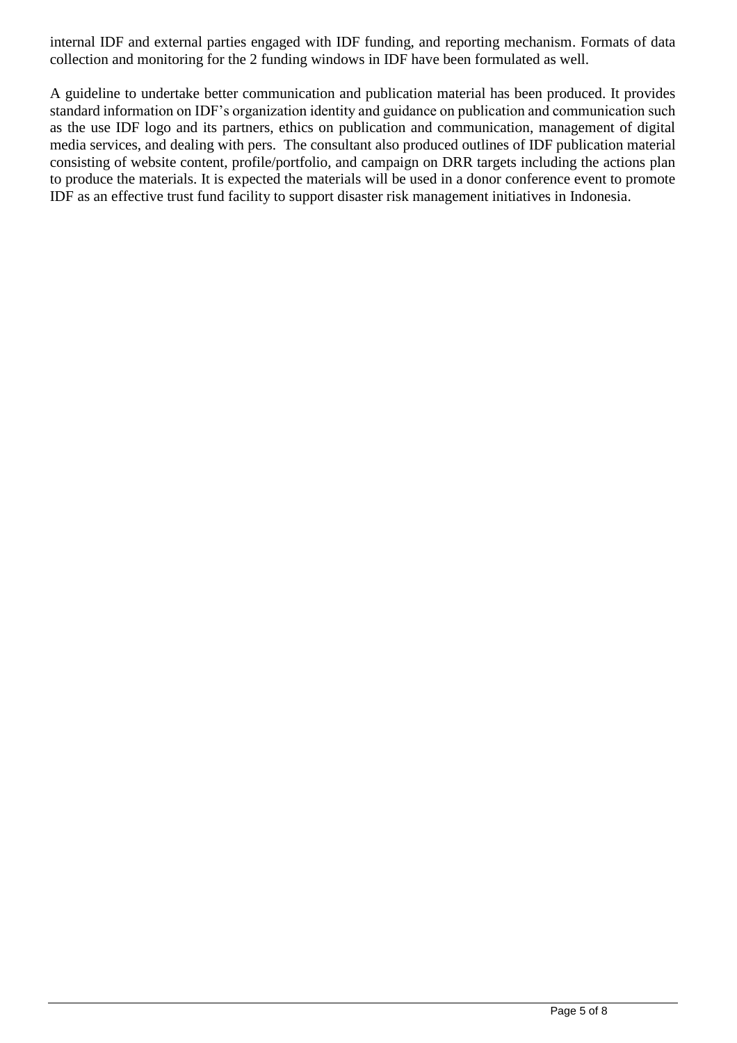internal IDF and external parties engaged with IDF funding, and reporting mechanism. Formats of data collection and monitoring for the 2 funding windows in IDF have been formulated as well.

A guideline to undertake better communication and publication material has been produced. It provides standard information on IDF's organization identity and guidance on publication and communication such as the use IDF logo and its partners, ethics on publication and communication, management of digital media services, and dealing with pers. The consultant also produced outlines of IDF publication material consisting of website content, profile/portfolio, and campaign on DRR targets including the actions plan to produce the materials. It is expected the materials will be used in a donor conference event to promote IDF as an effective trust fund facility to support disaster risk management initiatives in Indonesia.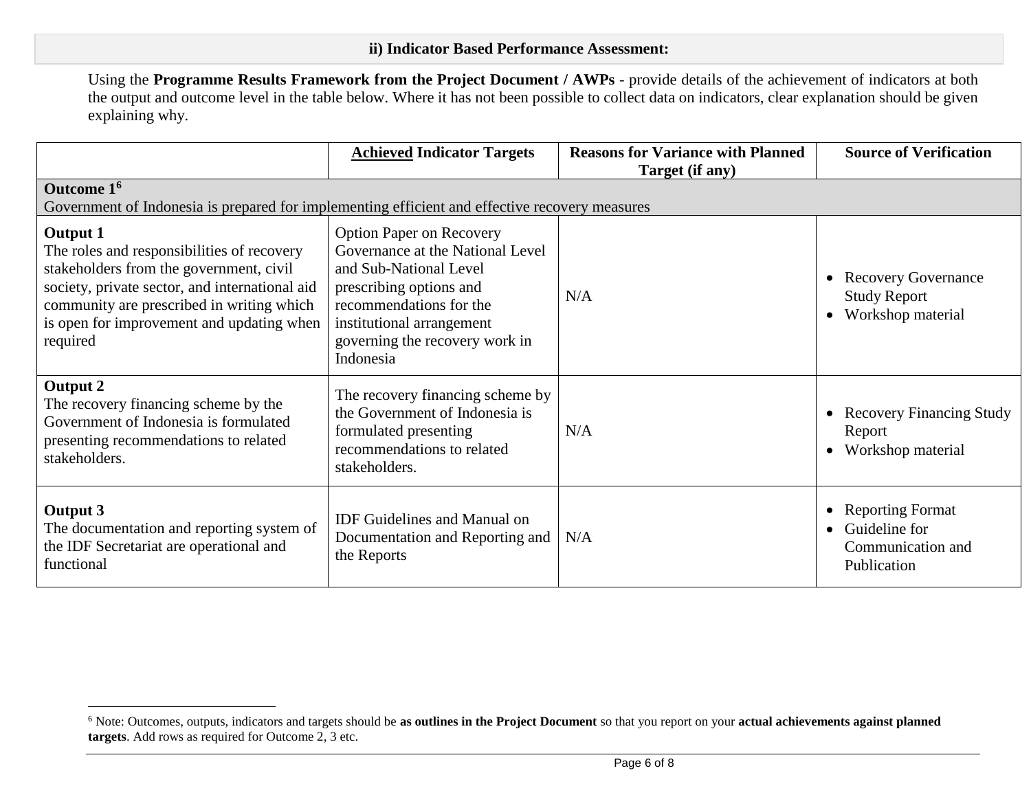**ii) Indicator Based Performance Assessment:**

Using the **Programme Results Framework from the Project Document / AWPs** - provide details of the achievement of indicators at both the output and outcome level in the table below. Where it has not been possible to collect data on indicators, clear explanation should be given explaining why.

| | **Achieved Indicator Targets** | **Reasons for Variance with Planned Target (if any)** | **Source of Verification** |
|---|---|---|---|
| **Outcome 1**[6] Government of Indonesia is prepared for implementing efficient and effective recovery measures | | | |
| **Output 1** The roles and responsibilities of recovery stakeholders from the government, civil society, private sector, and international aid community are prescribed in writing which is open for improvement and updating when required | Option Paper on Recovery Governance at the National Level and Sub-National Level prescribing options and recommendations for the institutional arrangement governing the recovery work in Indonesia | N/A | • Recovery Governance Study Report • Workshop material |
| **Output 2** The recovery financing scheme by the Government of Indonesia is formulated presenting recommendations to related stakeholders. | The recovery financing scheme by the Government of Indonesia is formulated presenting recommendations to related stakeholders. | N/A | • Recovery Financing Study Report • Workshop material |
| **Output 3** The documentation and reporting system of the IDF Secretariat are operational and functional | IDF Guidelines and Manual on Documentation and Reporting and the Reports | N/A | • Reporting Format • Guideline for Communication and Publication |

[6] Note: Outcomes, outputs, indicators and targets should be **as outlines in the Project Document** so that you report on your **actual achievements against planned targets**. Add rows as required for Outcome 2, 3 etc.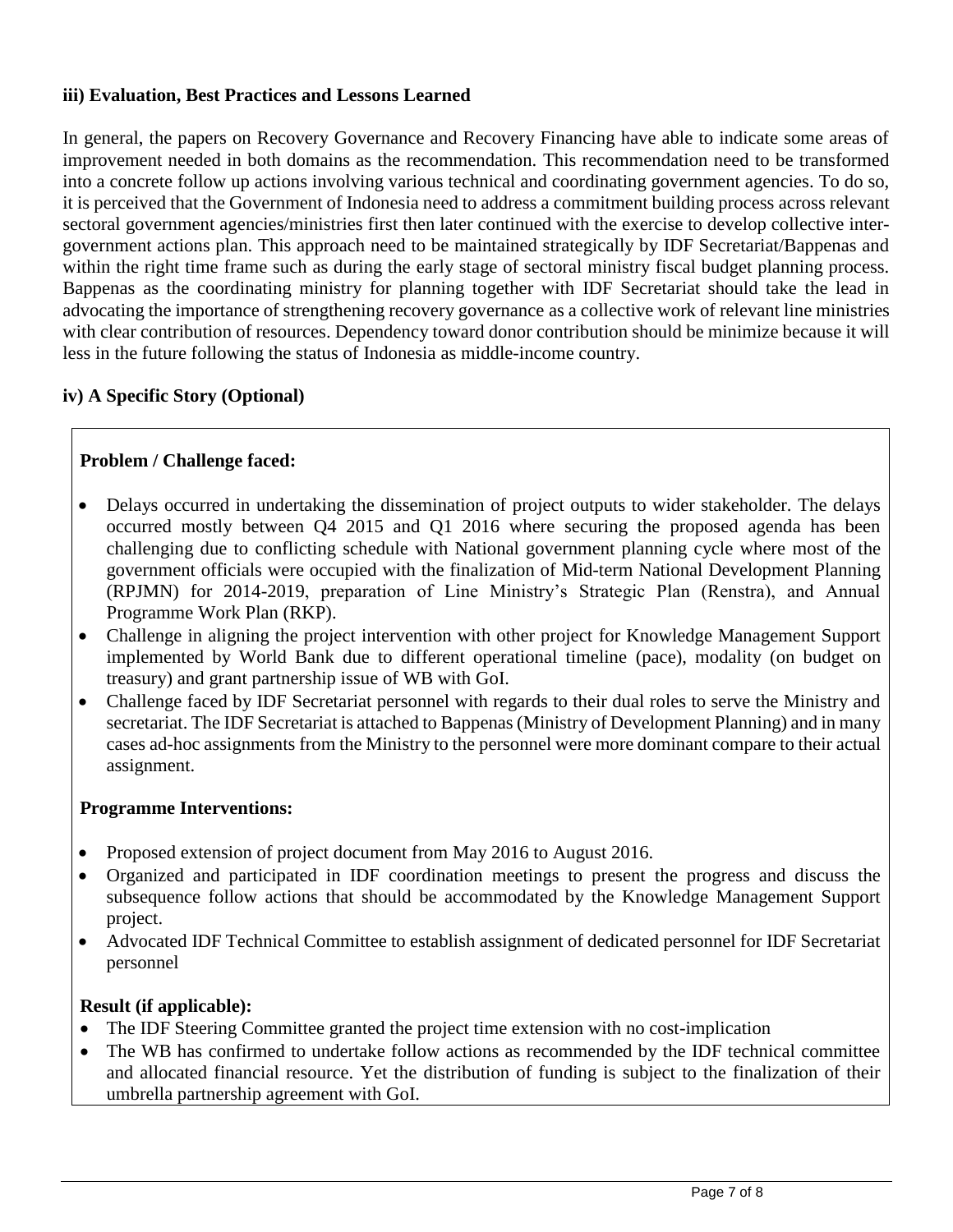### iii) Evaluation, Best Practices and Lessons Learned

In general, the papers on Recovery Governance and Recovery Financing have able to indicate some areas of improvement needed in both domains as the recommendation. This recommendation need to be transformed into a concrete follow up actions involving various technical and coordinating government agencies. To do so, it is perceived that the Government of Indonesia need to address a commitment building process across relevant sectoral government agencies/ministries first then later continued with the exercise to develop collective inter-government actions plan. This approach need to be maintained strategically by IDF Secretariat/Bappenas and within the right time frame such as during the early stage of sectoral ministry fiscal budget planning process. Bappenas as the coordinating ministry for planning together with IDF Secretariat should take the lead in advocating the importance of strengthening recovery governance as a collective work of relevant line ministries with clear contribution of resources. Dependency toward donor contribution should be minimize because it will less in the future following the status of Indonesia as middle-income country.

### iv) A Specific Story (Optional)

**Problem / Challenge faced:**

- Delays occurred in undertaking the dissemination of project outputs to wider stakeholder. The delays occurred mostly between Q4 2015 and Q1 2016 where securing the proposed agenda has been challenging due to conflicting schedule with National government planning cycle where most of the government officials were occupied with the finalization of Mid-term National Development Planning (RPJMN) for 2014-2019, preparation of Line Ministry's Strategic Plan (Renstra), and Annual Programme Work Plan (RKP).
- Challenge in aligning the project intervention with other project for Knowledge Management Support implemented by World Bank due to different operational timeline (pace), modality (on budget on treasury) and grant partnership issue of WB with GoI.
- Challenge faced by IDF Secretariat personnel with regards to their dual roles to serve the Ministry and secretariat. The IDF Secretariat is attached to Bappenas (Ministry of Development Planning) and in many cases ad-hoc assignments from the Ministry to the personnel were more dominant compare to their actual assignment.

**Programme Interventions:**

- Proposed extension of project document from May 2016 to August 2016.
- Organized and participated in IDF coordination meetings to present the progress and discuss the subsequence follow actions that should be accommodated by the Knowledge Management Support project.
- Advocated IDF Technical Committee to establish assignment of dedicated personnel for IDF Secretariat personnel

**Result (if applicable):**

- The IDF Steering Committee granted the project time extension with no cost-implication
- The WB has confirmed to undertake follow actions as recommended by the IDF technical committee and allocated financial resource. Yet the distribution of funding is subject to the finalization of their umbrella partnership agreement with GoI.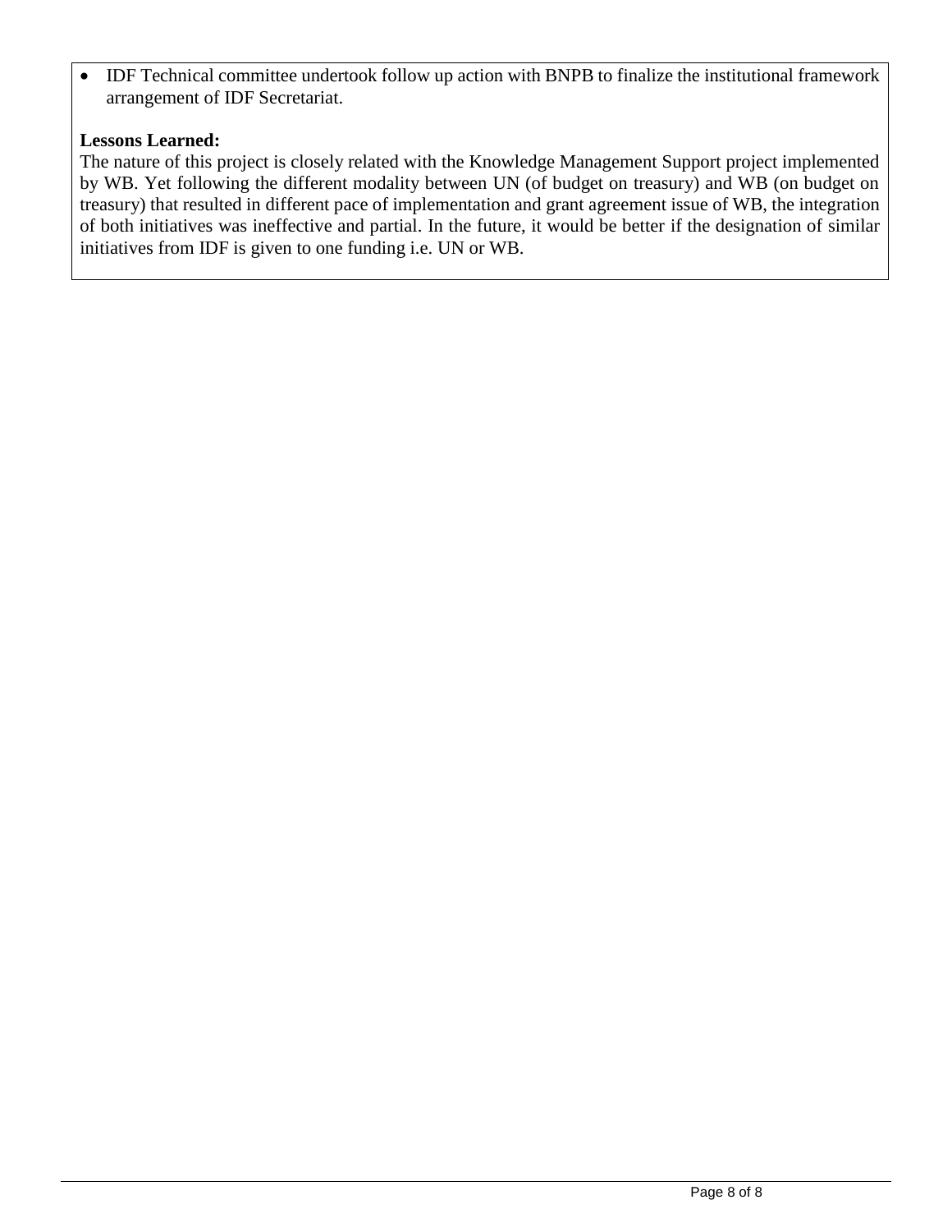- IDF Technical committee undertook follow up action with BNPB to finalize the institutional framework arrangement of IDF Secretariat.

**Lessons Learned:**
The nature of this project is closely related with the Knowledge Management Support project implemented by WB. Yet following the different modality between UN (of budget on treasury) and WB (on budget on treasury) that resulted in different pace of implementation and grant agreement issue of WB, the integration of both initiatives was ineffective and partial. In the future, it would be better if the designation of similar initiatives from IDF is given to one funding i.e. UN or WB.